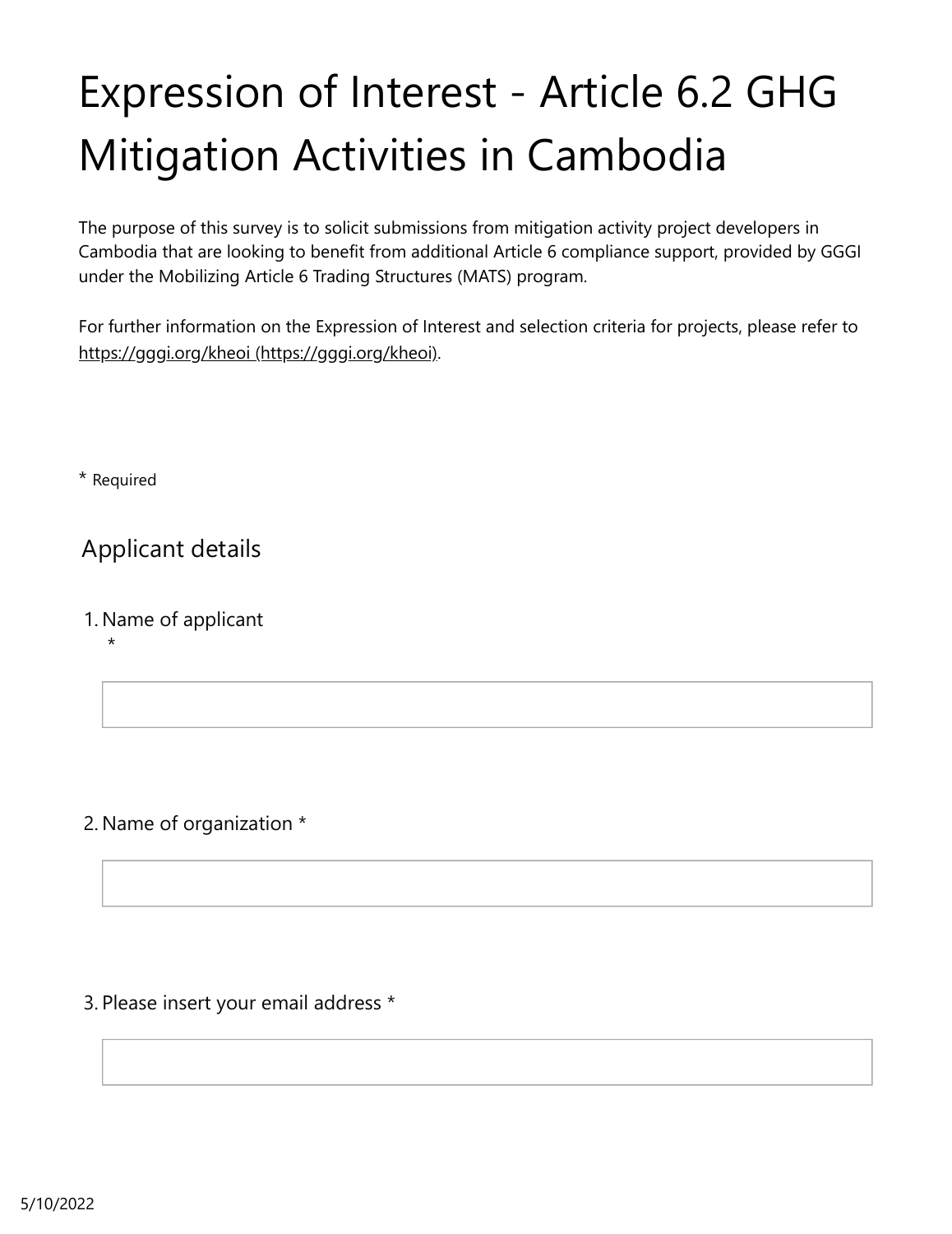# Expression of Interest - Article 6.2 GHG Mitigation Activities in Cambodia

The purpose of this survey is to solicit submissions from mitigation activity project developers in Cambodia that are looking to benefit from additional Article 6 compliance support, provided by GGGI under the Mobilizing Article 6 Trading Structures (MATS) program.

For further information on the Expression of Interest and selection criteria for projects, please refer to https://gggi.org/kheoi (https://gggi.org/kheoi).

\* Required

## Applicant details

1. Name of applicant *

2. Name of organization *

3. Please insert your email address *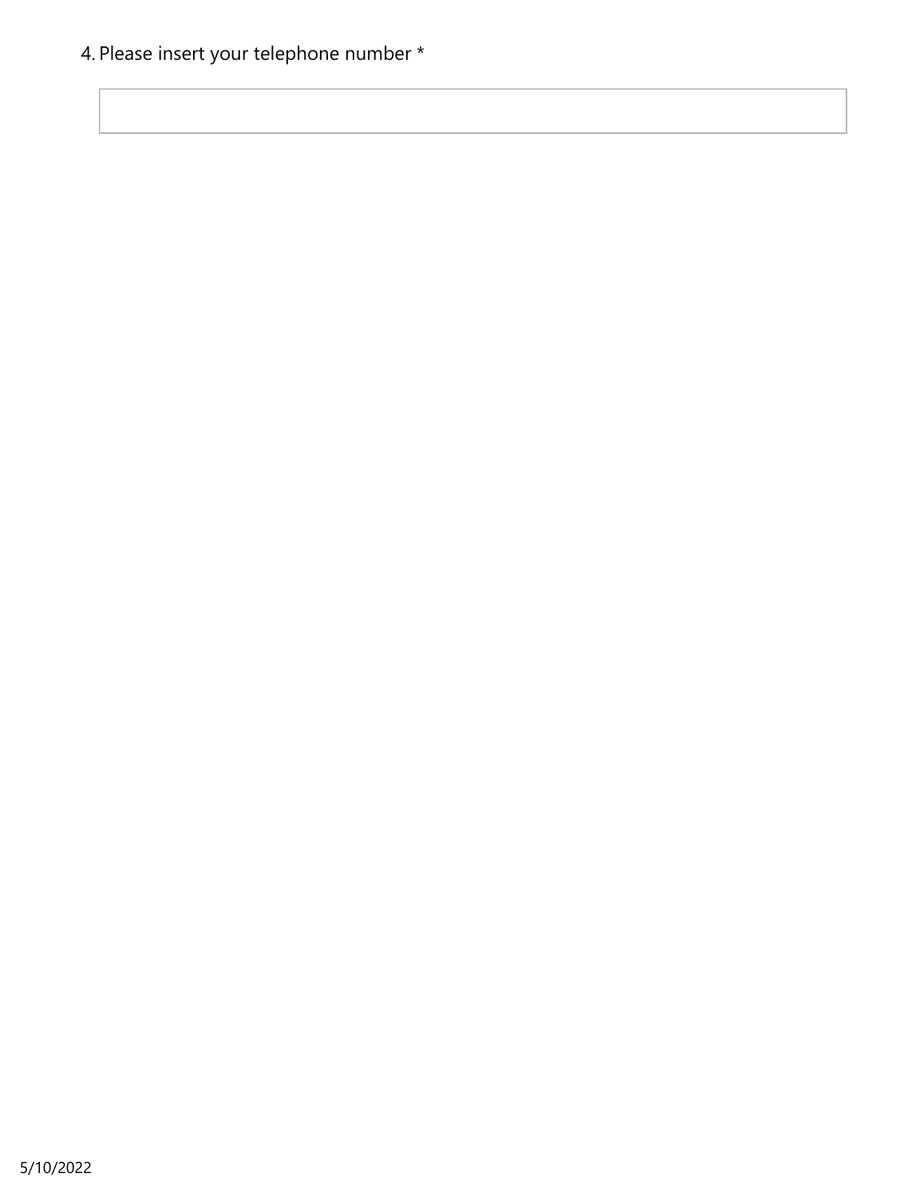4. Please insert your telephone number *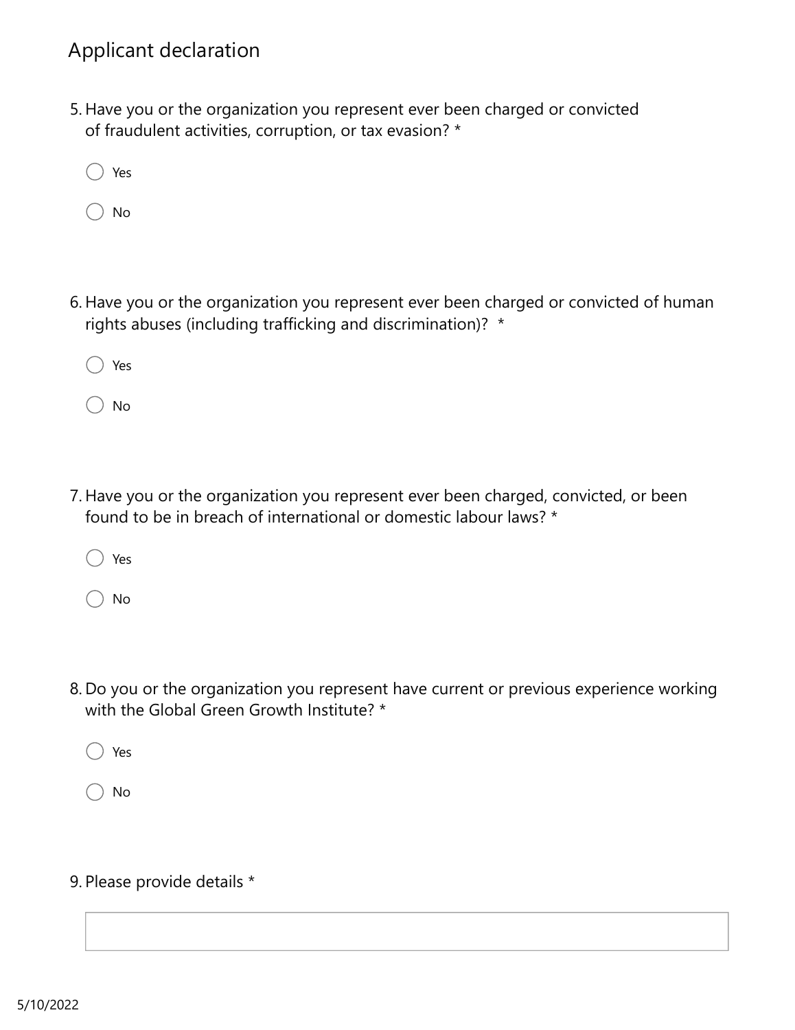## Applicant declaration

5. Have you or the organization you represent ever been charged or convicted of fraudulent activities, corruption, or tax evasion? *

   ○ Yes

   ○ No

6. Have you or the organization you represent ever been charged or convicted of human rights abuses (including trafficking and discrimination)? *

   ○ Yes

   ○ No

7. Have you or the organization you represent ever been charged, convicted, or been found to be in breach of international or domestic labour laws? *

   ○ Yes

   ○ No

8. Do you or the organization you represent have current or previous experience working with the Global Green Growth Institute? *

   ○ Yes

   ○ No

9. Please provide details *

   \_\_\_\_\_\_\_\_\_\_\_\_\_\_\_\_\_\_\_\_\_\_\_\_\_\_\_\_\_\_

5/10/2022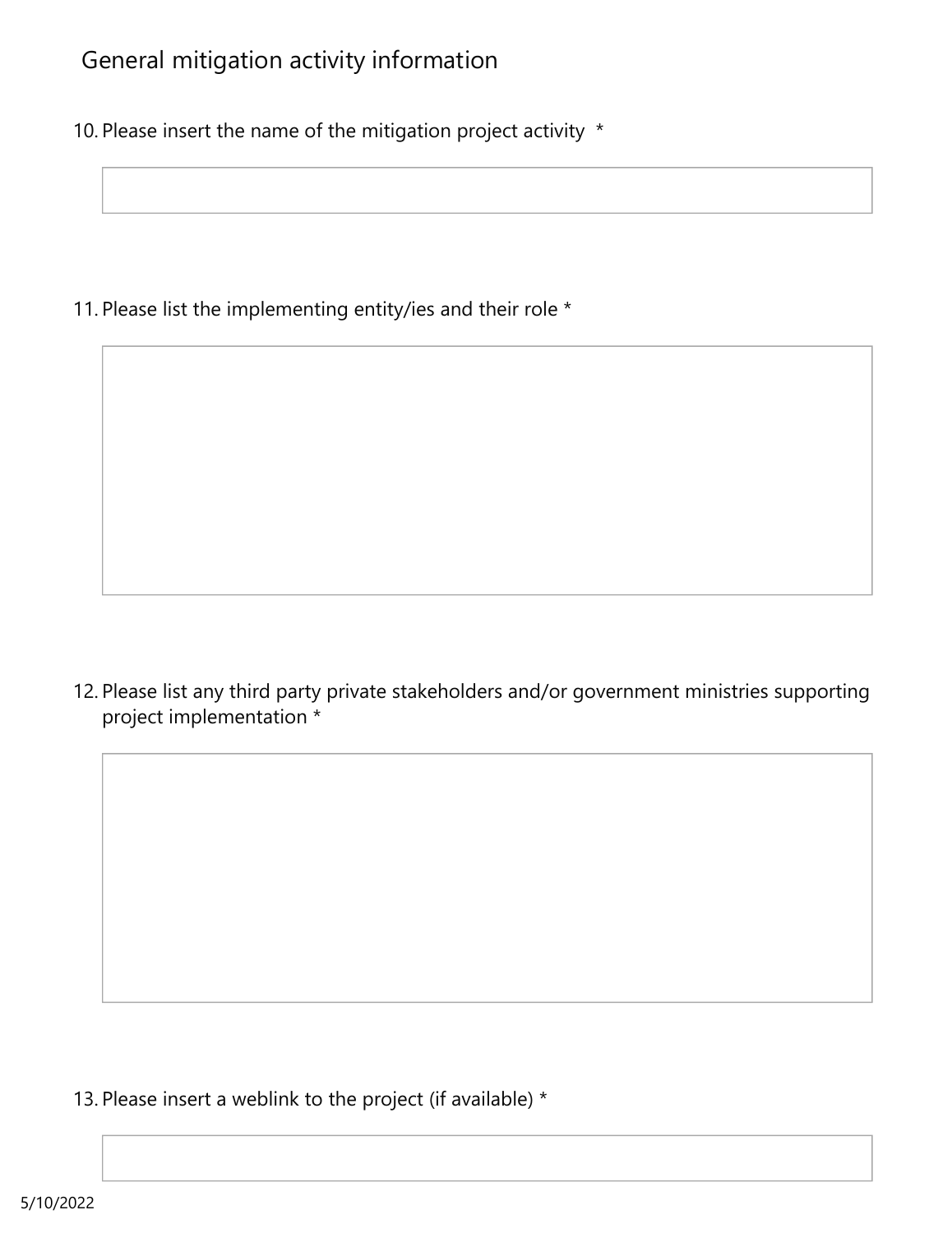## General mitigation activity information

10. Please insert the name of the mitigation project activity *

11. Please list the implementing entity/ies and their role *

12. Please list any third party private stakeholders and/or government ministries supporting project implementation *

13. Please insert a weblink to the project (if available) *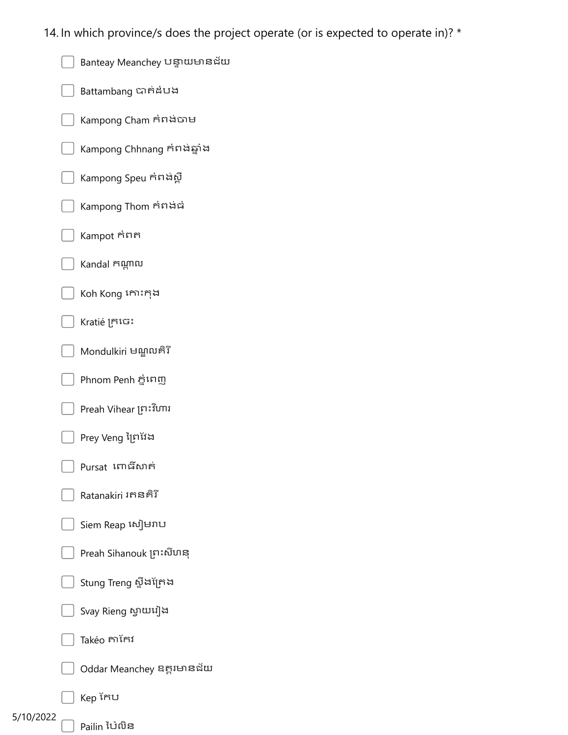14. In which province/s does the project operate (or is expected to operate in)? *

- [ ] Banteay Meanchey បន្ទាយមានជ័យ
- [ ] Battambang បាត់ដំបង
- [ ] Kampong Cham កំពង់ចាម
- [ ] Kampong Chhnang កំពង់ឆ្នាំង
- [ ] Kampong Speu កំពង់ស្ពឺ
- [ ] Kampong Thom កំពង់ធំ
- [ ] Kampot កំពត
- [ ] Kandal កណ្តាល
- [ ] Koh Kong កោះកុង
- [ ] Kratié ក្រចេះ
- [ ] Mondulkiri មណ្ឌលគិរី
- [ ] Phnom Penh ភ្នំពេញ
- [ ] Preah Vihear ព្រះវិហារ
- [ ] Prey Veng ព្រៃវែង
- [ ] Pursat ពោធិ៍សាត់
- [ ] Ratanakiri រតនគិរី
- [ ] Siem Reap សៀមរាប
- [ ] Preah Sihanouk ព្រះសីហនុ
- [ ] Stung Treng ស្ទឹងត្រែង
- [ ] Svay Rieng ស្វាយរៀង
- [ ] Takéo តាកែវ
- [ ] Oddar Meanchey ឧត្តរមានជ័យ
- [ ] Kep កែប
- [ ] Pailin ប៉ៃលិន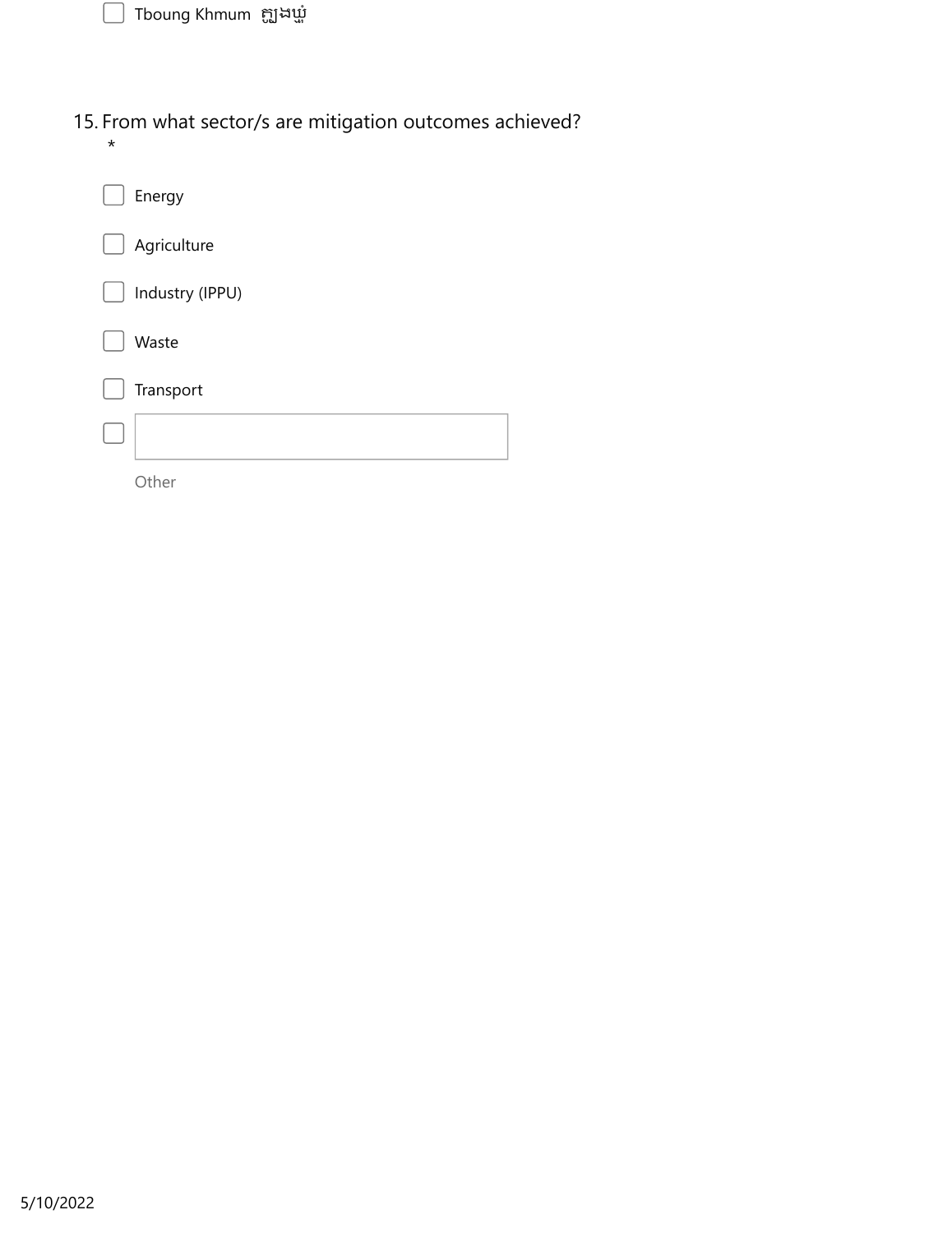- [ ] Tboung Khmum ត្បូងឃ្មុំ

15. From what sector/s are mitigation outcomes achieved?
*

- [ ] Energy
- [ ] Agriculture
- [ ] Industry (IPPU)
- [ ] Waste
- [ ] Transport
- [ ] Other: ____________

5/10/2022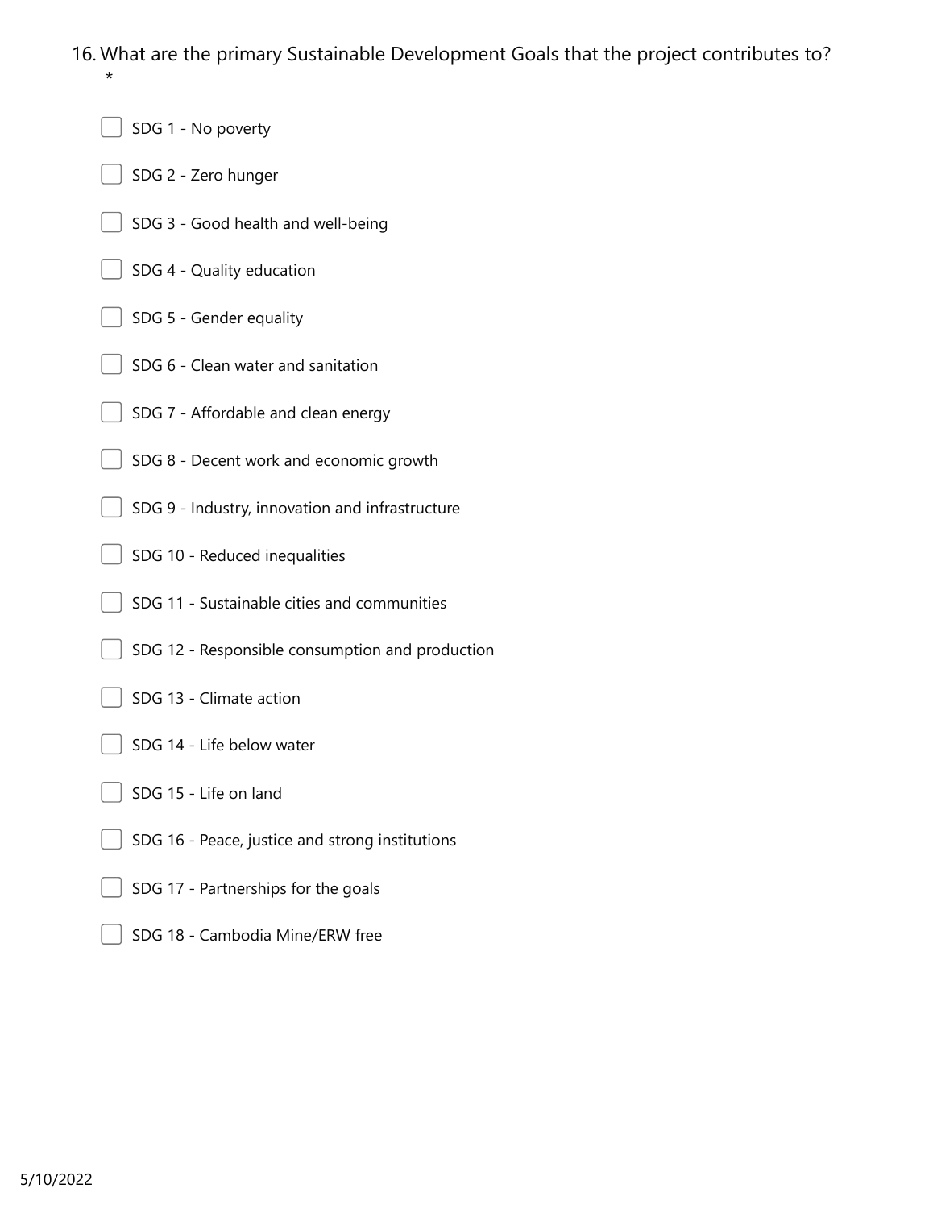16. What are the primary Sustainable Development Goals that the project contributes to? *

- [ ] SDG 1 - No poverty
- [ ] SDG 2 - Zero hunger
- [ ] SDG 3 - Good health and well-being
- [ ] SDG 4 - Quality education
- [ ] SDG 5 - Gender equality
- [ ] SDG 6 - Clean water and sanitation
- [ ] SDG 7 - Affordable and clean energy
- [ ] SDG 8 - Decent work and economic growth
- [ ] SDG 9 - Industry, innovation and infrastructure
- [ ] SDG 10 - Reduced inequalities
- [ ] SDG 11 - Sustainable cities and communities
- [ ] SDG 12 - Responsible consumption and production
- [ ] SDG 13 - Climate action
- [ ] SDG 14 - Life below water
- [ ] SDG 15 - Life on land
- [ ] SDG 16 - Peace, justice and strong institutions
- [ ] SDG 17 - Partnerships for the goals
- [ ] SDG 18 - Cambodia Mine/ERW free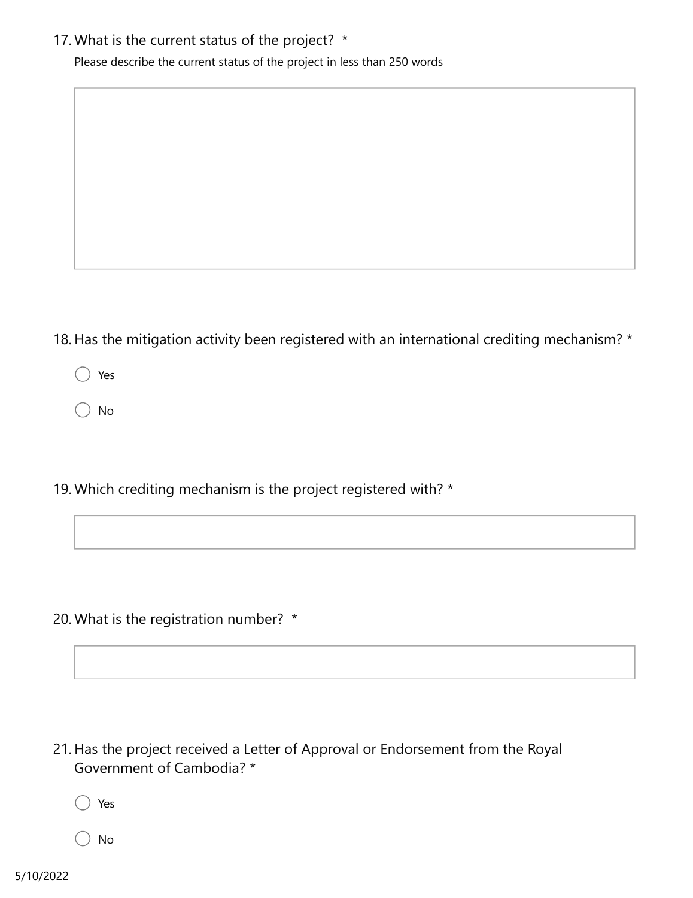17. What is the current status of the project? *

    Please describe the current status of the project in less than 250 words

18. Has the mitigation activity been registered with an international crediting mechanism? *

    - ◯ Yes
    - ◯ No

19. Which crediting mechanism is the project registered with? *

20. What is the registration number? *

21. Has the project received a Letter of Approval or Endorsement from the Royal Government of Cambodia? *

    - ◯ Yes
    - ◯ No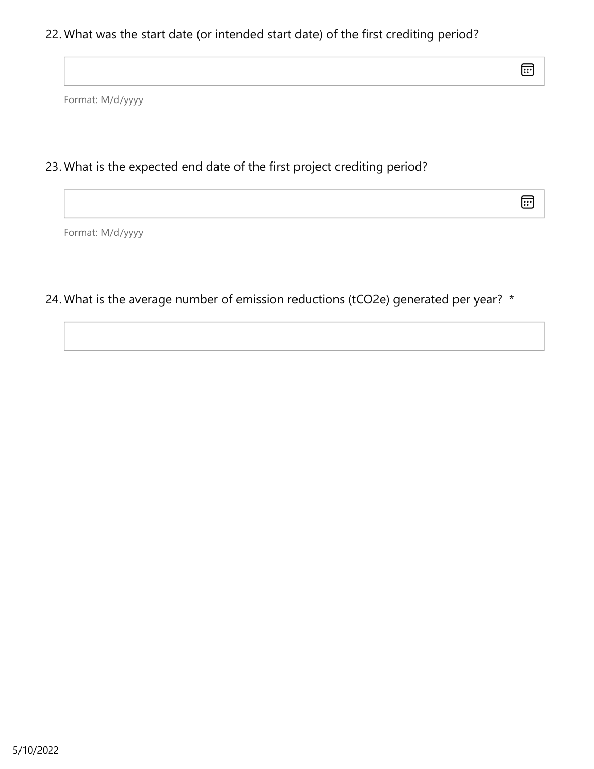22. What was the start date (or intended start date) of the first crediting period?

Format: M/d/yyyy

23. What is the expected end date of the first project crediting period?

Format: M/d/yyyy

24. What is the average number of emission reductions (tCO2e) generated per year? *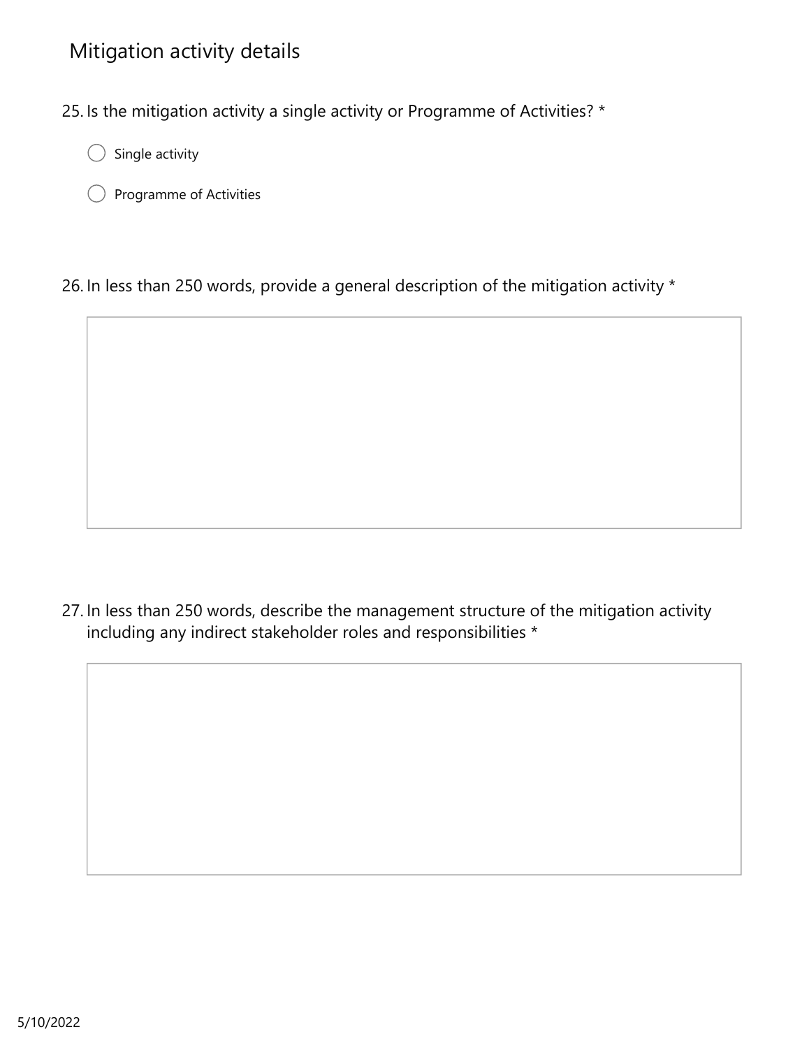## Mitigation activity details

25. Is the mitigation activity a single activity or Programme of Activities? *

   ◯ Single activity

   ◯ Programme of Activities

26. In less than 250 words, provide a general description of the mitigation activity *

27. In less than 250 words, describe the management structure of the mitigation activity including any indirect stakeholder roles and responsibilities *

5/10/2022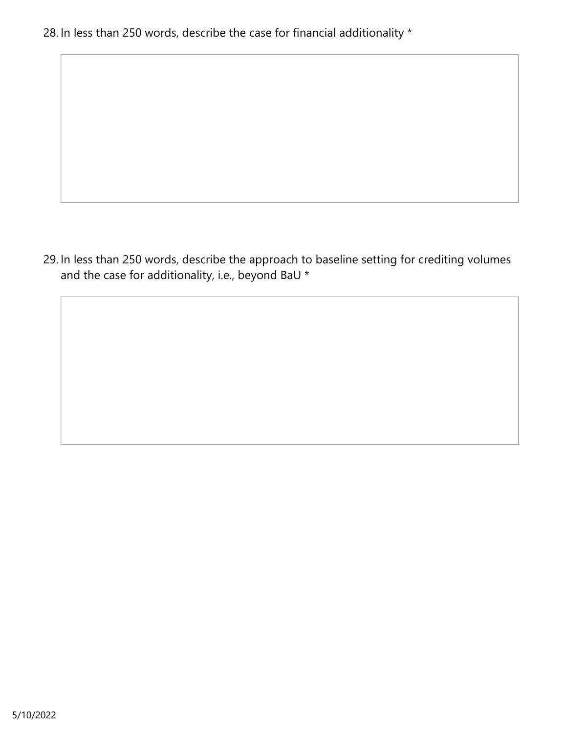28. In less than 250 words, describe the case for financial additionality *

29. In less than 250 words, describe the approach to baseline setting for crediting volumes and the case for additionality, i.e., beyond BaU *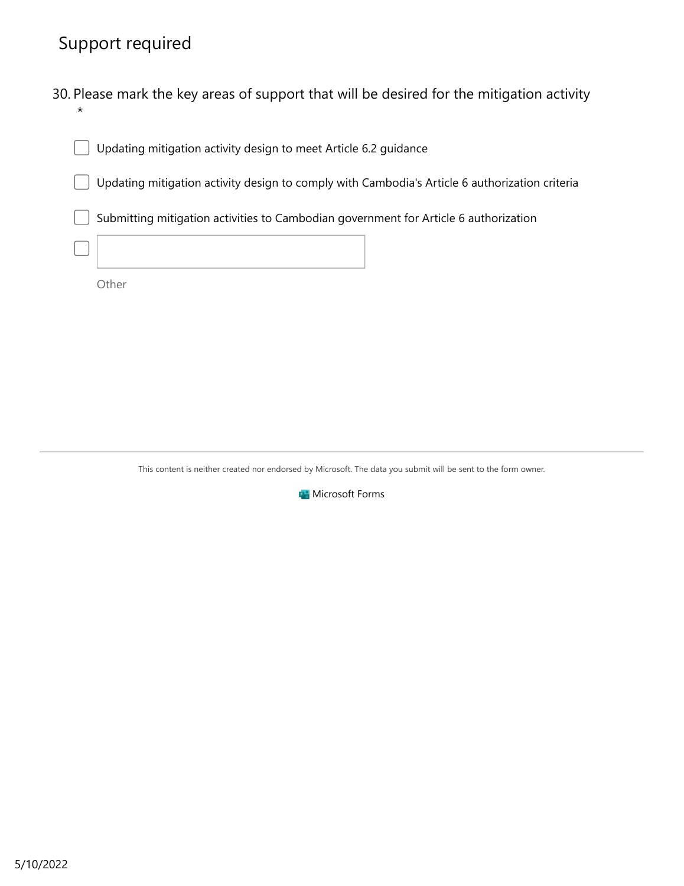## Support required

30. Please mark the key areas of support that will be desired for the mitigation activity *

- [ ] Updating mitigation activity design to meet Article 6.2 guidance
- [ ] Updating mitigation activity design to comply with Cambodia's Article 6 authorization criteria
- [ ] Submitting mitigation activities to Cambodian government for Article 6 authorization
- [ ] Other

This content is neither created nor endorsed by Microsoft. The data you submit will be sent to the form owner.

Microsoft Forms